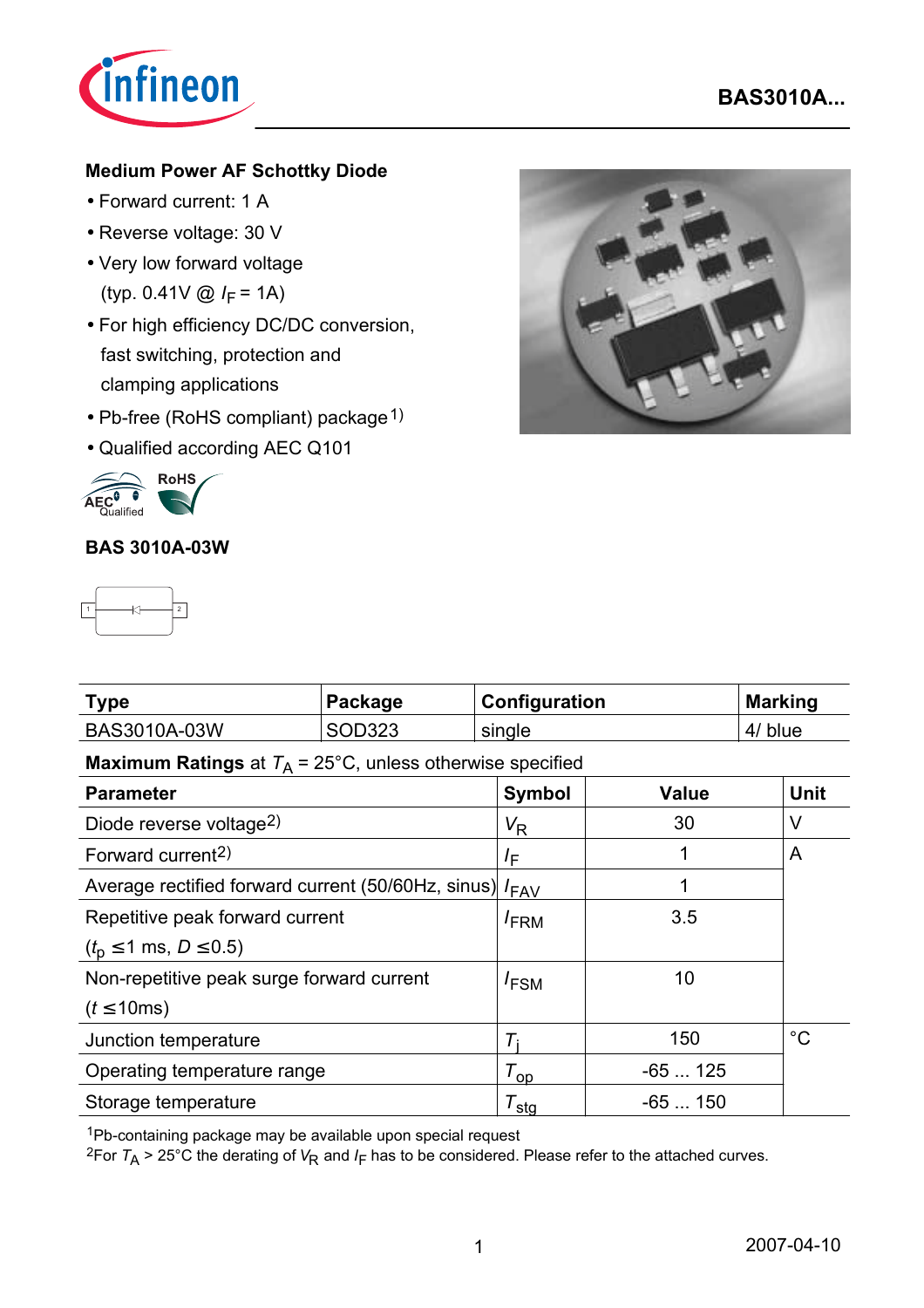# BAS3010A...

## Medium Power AF Schottky Diode

- Forward current: 1 A
- Reverse voltage: 30 V
- Very low forward voltage (typ. 0.41V @ $I_F$ = 1A)
- For high efficiency DC/DC conversion, fast switching, protection and clamping applications
- Pb-free (RoHS compliant) package[1)]
- Qualified according AEC Q101

### BAS 3010A-03W

| Type | Package | Configuration | Marking |
|---|---|---|---|
| BAS3010A-03W | SOD323 | single | 4/ blue |

**Maximum Ratings** at $T_A$ = 25°C, unless otherwise specified

| Parameter | Symbol | Value | Unit |
|---|---|---|---|
| Diode reverse voltage[2)] | $V_R$ | 30 | V |
| Forward current[2)] | $I_F$ | 1 | A |
| Average rectified forward current (50/60Hz, sinus) | $I_{FAV}$ | 1 | |
| Repetitive peak forward current ($t_p$ ≤1 ms, $D$ ≤0.5) | $I_{FRM}$ | 3.5 | |
| Non-repetitive peak surge forward current ($t$ ≤10ms) | $I_{FSM}$ | 10 | |
| Junction temperature | $T_j$ | 150 | °C |
| Operating temperature range | $T_{op}$ | -65 ... 125 | |
| Storage temperature | $T_{stg}$ | -65 ... 150 | |

[1]Pb-containing package may be available upon special request

[2]For $T_A$ > 25°C the derating of $V_R$ and $I_F$ has to be considered. Please refer to the attached curves.

2007-04-10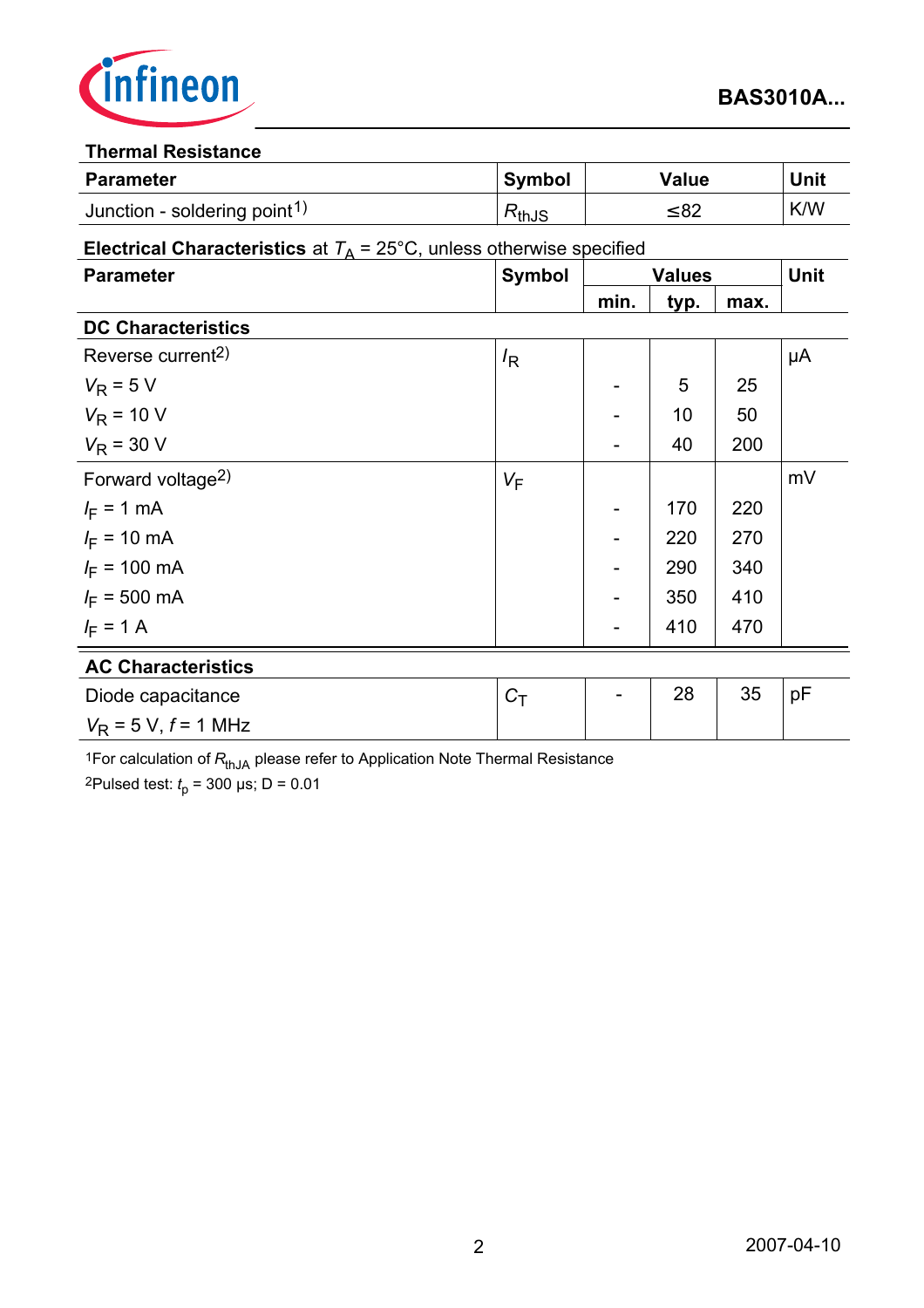**Thermal Resistance**

| Parameter | Symbol | Value | Unit |
|---|---|---|---|
| Junction - soldering point[1] | $R_{thJS}$ | ≤82 | K/W |

**Electrical Characteristics** at $T_A$ = 25°C, unless otherwise specified

| Parameter | Symbol | Values | | | Unit |
|---|---|---|---|---|---|
| | | min. | typ. | max. | |
| **DC Characteristics** | | | | | |
| Reverse current[2] | $I_R$ | | | | µA |
| $V_R$ = 5 V | | - | 5 | 25 | |
| $V_R$ = 10 V | | - | 10 | 50 | |
| $V_R$ = 30 V | | - | 40 | 200 | |
| Forward voltage[2] | $V_F$ | | | | mV |
| $I_F$ = 1 mA | | - | 170 | 220 | |
| $I_F$ = 10 mA | | - | 220 | 270 | |
| $I_F$ = 100 mA | | - | 290 | 340 | |
| $I_F$ = 500 mA | | - | 350 | 410 | |
| $I_F$ = 1 A | | - | 410 | 470 | |
| **AC Characteristics** | | | | | |
| Diode capacitance<br>$V_R$ = 5 V, $f$ = 1 MHz | $C_T$ | - | 28 | 35 | pF |

[1]For calculation of $R_{thJA}$ please refer to Application Note Thermal Resistance

[2]Pulsed test: $t_p$ = 300 µs; D = 0.01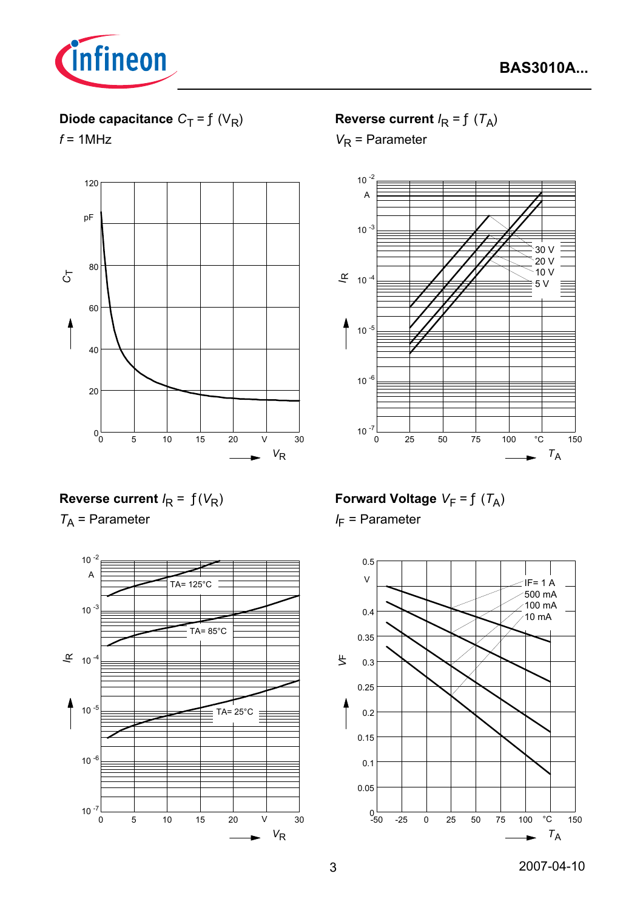**Diode capacitance** $C_T = ƒ(V_R)$

$f$ = 1MHz

**Reverse current** $I_R = ƒ(T_A)$

$V_R$ = Parameter

**Reverse current** $I_R = ƒ(V_R)$

$T_A$ = Parameter

**Forward Voltage** $V_F = ƒ(T_A)$

$I_F$ = Parameter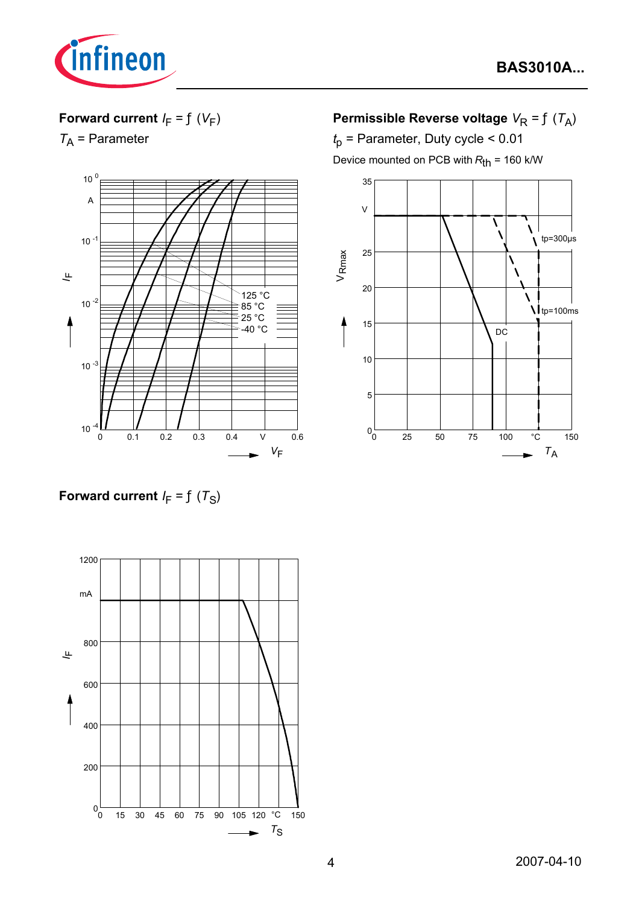**Forward current** $I_F = f(V_F)$

$T_A$ = Parameter

**Permissible Reverse voltage** $V_R = f(T_A)$

$t_p$ = Parameter, Duty cycle < 0.01

Device mounted on PCB with $R_{th}$ = 160 k/W

**Forward current** $I_F = f(T_S)$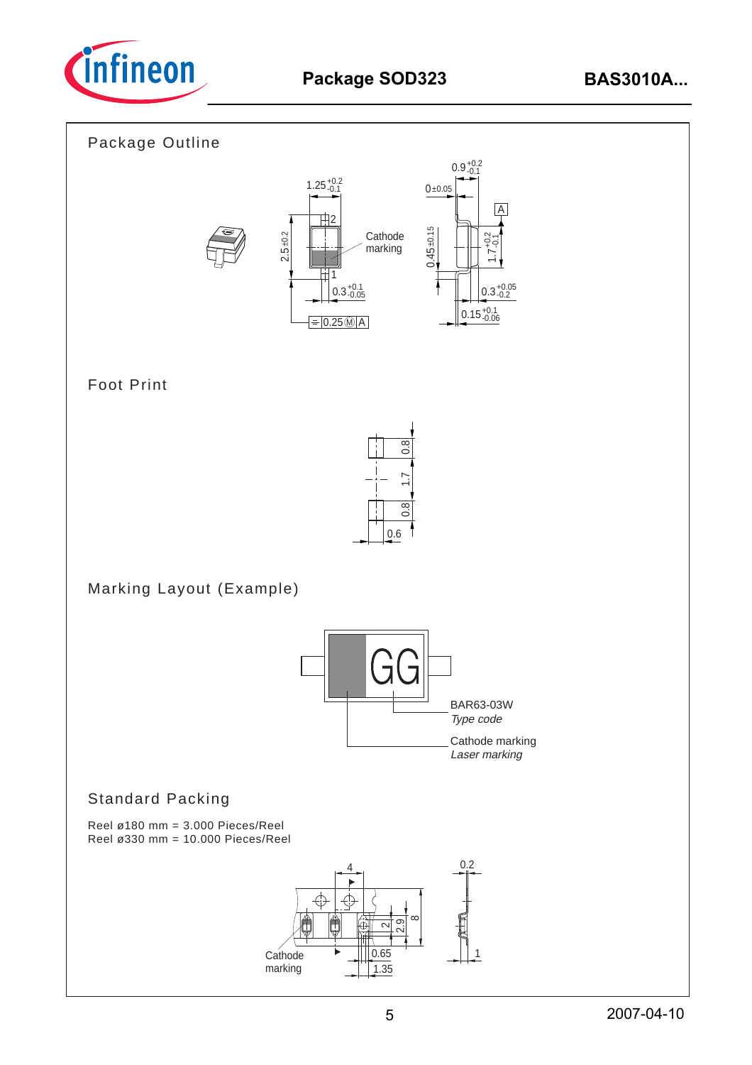## Package Outline

## Foot Print

## Marking Layout (Example)

## Standard Packing

Reel ø180 mm = 3.000 Pieces/Reel
Reel ø330 mm = 10.000 Pieces/Reel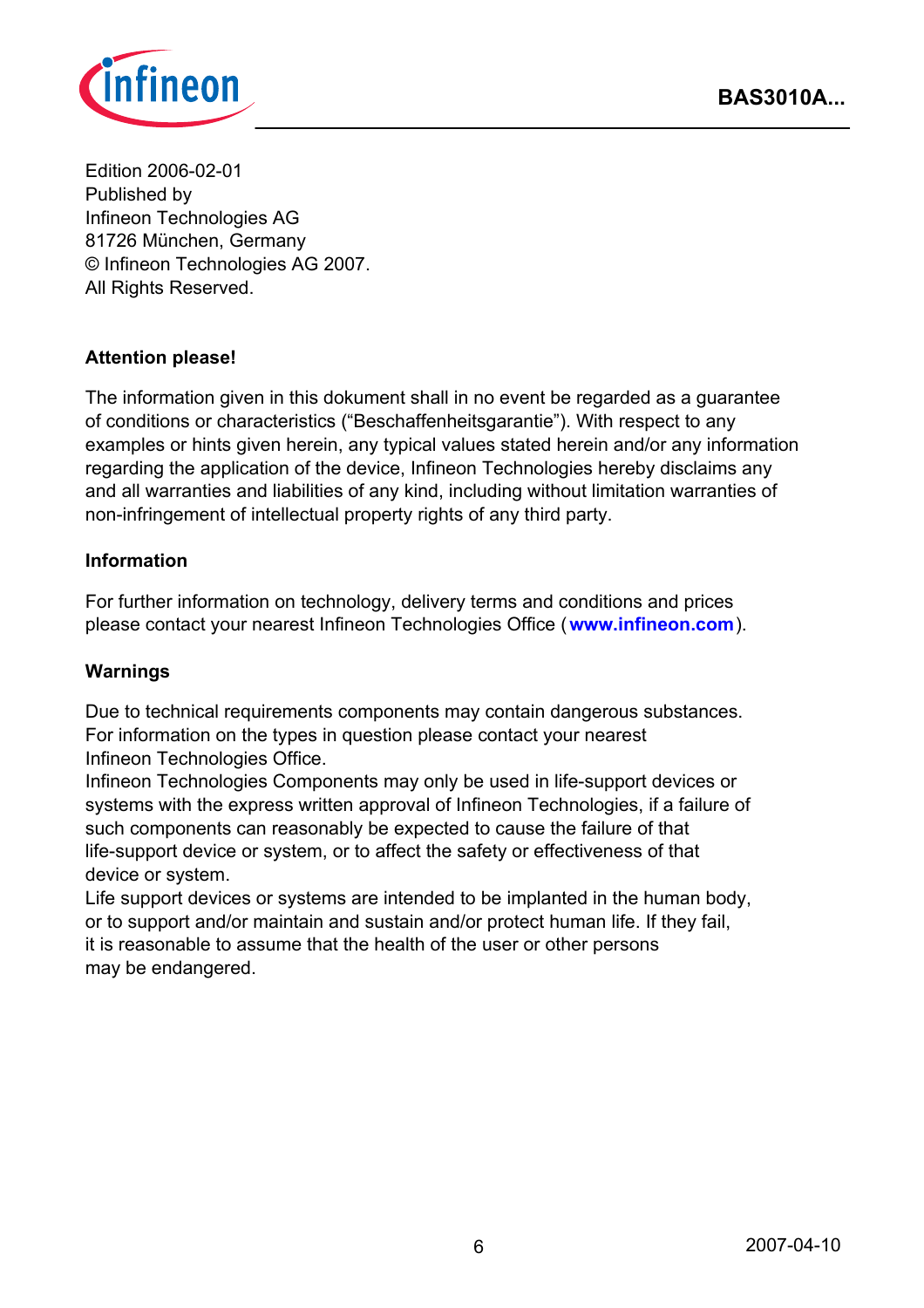Edition 2006-02-01
Published by
Infineon Technologies AG
81726 München, Germany
© Infineon Technologies AG 2007.
All Rights Reserved.

**Attention please!**

The information given in this dokument shall in no event be regarded as a guarantee of conditions or characteristics ("Beschaffenheitsgarantie"). With respect to any examples or hints given herein, any typical values stated herein and/or any information regarding the application of the device, Infineon Technologies hereby disclaims any and all warranties and liabilities of any kind, including without limitation warranties of non-infringement of intellectual property rights of any third party.

**Information**

For further information on technology, delivery terms and conditions and prices please contact your nearest Infineon Technologies Office (**www.infineon.com**).

**Warnings**

Due to technical requirements components may contain dangerous substances. For information on the types in question please contact your nearest Infineon Technologies Office.
Infineon Technologies Components may only be used in life-support devices or systems with the express written approval of Infineon Technologies, if a failure of such components can reasonably be expected to cause the failure of that life-support device or system, or to affect the safety or effectiveness of that device or system.
Life support devices or systems are intended to be implanted in the human body, or to support and/or maintain and sustain and/or protect human life. If they fail, it is reasonable to assume that the health of the user or other persons may be endangered.